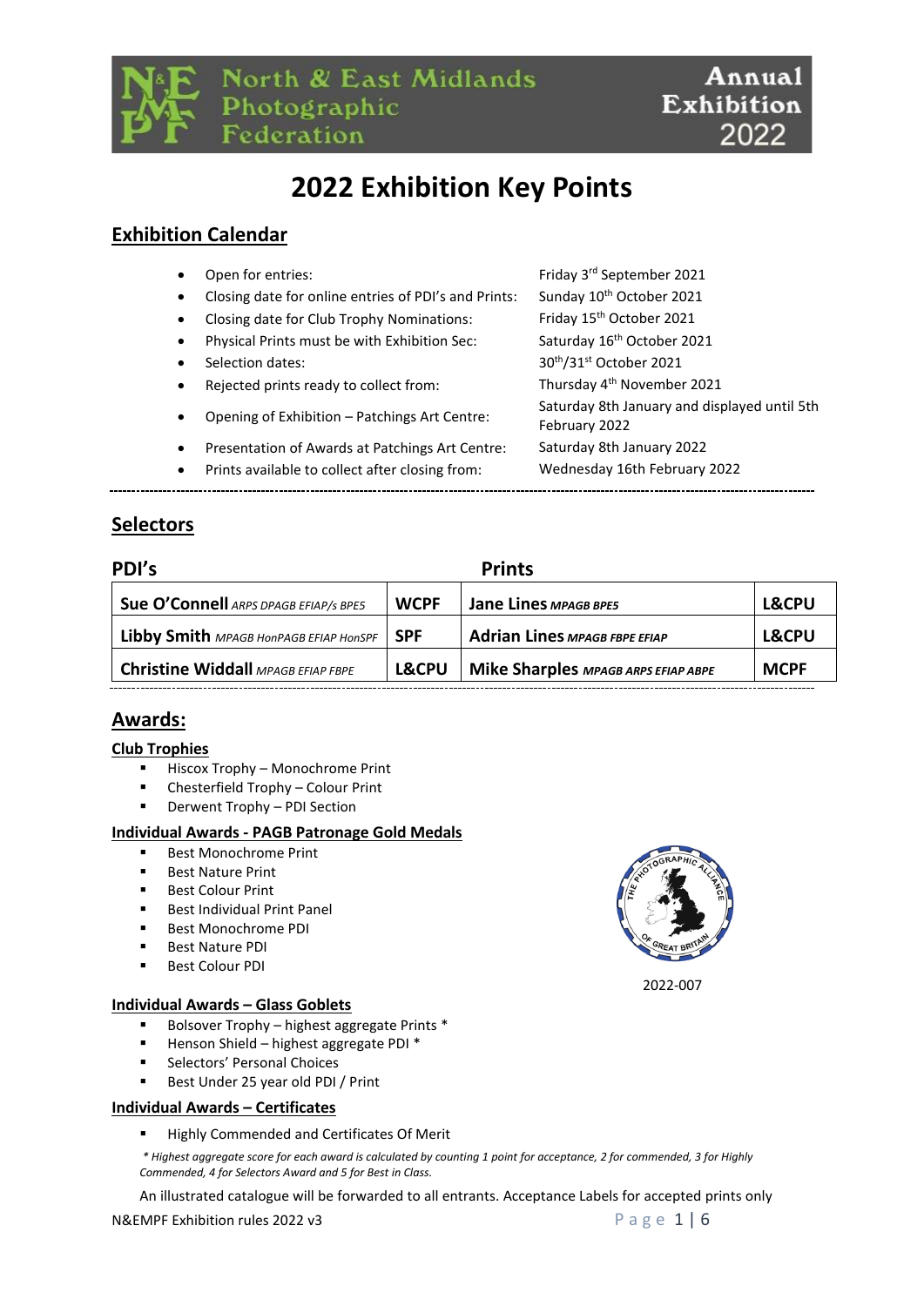North & East Midlands Photographic Federation — Annual Exhibition 2022

# 2022 Exhibition Key Points

## Exhibition Calendar

- Open for entries: Friday 3rd September 2021
- Closing date for online entries of PDI's and Prints: Sunday 10th October 2021
- Closing date for Club Trophy Nominations: Friday 15th October 2021
- Physical Prints must be with Exhibition Sec: Saturday 16th October 2021
- Selection dates: 30th/31st October 2021
- Rejected prints ready to collect from: Thursday 4th November 2021
- Opening of Exhibition – Patchings Art Centre: Saturday 8th January and displayed until 5th February 2022
- Presentation of Awards at Patchings Art Centre: Saturday 8th January 2022
- Prints available to collect after closing from: Wednesday 16th February 2022

## Selectors

| PDI's | | Prints | |
|---|---|---|---|
| **Sue O'Connell** *ARPS DPAGB EFIAP/s BPE5* | **WCPF** | **Jane Lines** *MPAGB BPE5* | **L&CPU** |
| **Libby Smith** *MPAGB HonPAGB EFIAP HonSPF* | **SPF** | **Adrian Lines** *MPAGB FBPE EFIAP* | **L&CPU** |
| **Christine Widdall** *MPAGB EFIAP FBPE* | **L&CPU** | **Mike Sharples** *MPAGB ARPS EFIAP ABPE* | **MCPF** |

## Awards:

### Club Trophies

- Hiscox Trophy – Monochrome Print
- Chesterfield Trophy – Colour Print
- Derwent Trophy – PDI Section

### Individual Awards - PAGB Patronage Gold Medals

- Best Monochrome Print
- Best Nature Print
- Best Colour Print
- Best Individual Print Panel
- Best Monochrome PDI
- Best Nature PDI
- Best Colour PDI

2022-007

### Individual Awards – Glass Goblets

- Bolsover Trophy – highest aggregate Prints *
- Henson Shield – highest aggregate PDI *
- Selectors' Personal Choices
- Best Under 25 year old PDI / Print

### Individual Awards – Certificates

- Highly Commended and Certificates Of Merit

*\* Highest aggregate score for each award is calculated by counting 1 point for acceptance, 2 for commended, 3 for Highly Commended, 4 for Selectors Award and 5 for Best in Class.*

An illustrated catalogue will be forwarded to all entrants. Acceptance Labels for accepted prints only

N&EMPF Exhibition rules 2022 v3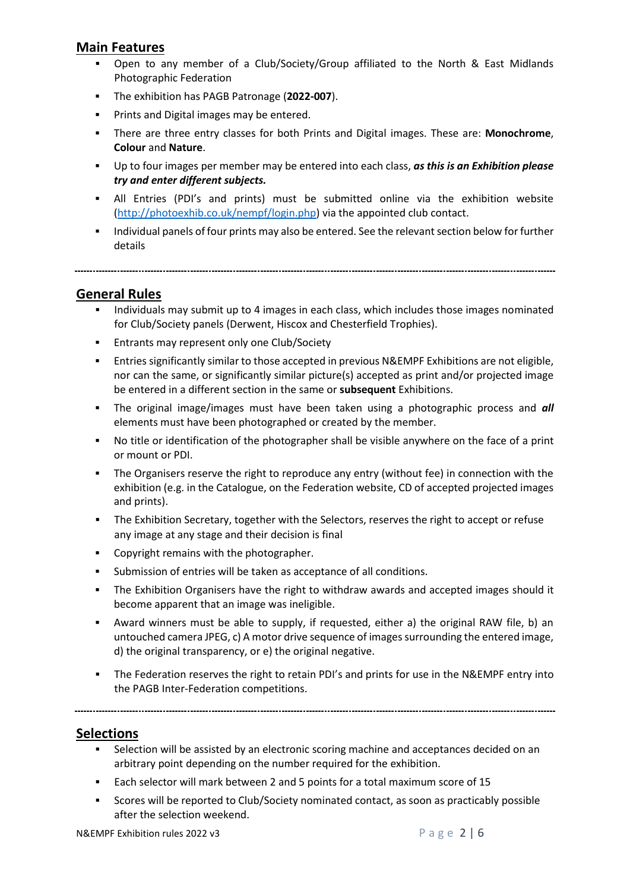## Main Features

- Open to any member of a Club/Society/Group affiliated to the North & East Midlands Photographic Federation
- The exhibition has PAGB Patronage (**2022-007**).
- Prints and Digital images may be entered.
- There are three entry classes for both Prints and Digital images. These are: **Monochrome**, **Colour** and **Nature**.
- Up to four images per member may be entered into each class, ***as this is an Exhibition please try and enter different subjects.***
- All Entries (PDI's and prints) must be submitted online via the exhibition website ([http://photoexhib.co.uk/nempf/login.php](http://photoexhib.co.uk/nempf/login.php)) via the appointed club contact.
- Individual panels of four prints may also be entered. See the relevant section below for further details

---

## General Rules

- Individuals may submit up to 4 images in each class, which includes those images nominated for Club/Society panels (Derwent, Hiscox and Chesterfield Trophies).
- Entrants may represent only one Club/Society
- Entries significantly similar to those accepted in previous N&EMPF Exhibitions are not eligible, nor can the same, or significantly similar picture(s) accepted as print and/or projected image be entered in a different section in the same or **subsequent** Exhibitions.
- The original image/images must have been taken using a photographic process and ***all*** elements must have been photographed or created by the member.
- No title or identification of the photographer shall be visible anywhere on the face of a print or mount or PDI.
- The Organisers reserve the right to reproduce any entry (without fee) in connection with the exhibition (e.g. in the Catalogue, on the Federation website, CD of accepted projected images and prints).
- The Exhibition Secretary, together with the Selectors, reserves the right to accept or refuse any image at any stage and their decision is final
- Copyright remains with the photographer.
- Submission of entries will be taken as acceptance of all conditions.
- The Exhibition Organisers have the right to withdraw awards and accepted images should it become apparent that an image was ineligible.
- Award winners must be able to supply, if requested, either a) the original RAW file, b) an untouched camera JPEG, c) A motor drive sequence of images surrounding the entered image, d) the original transparency, or e) the original negative.
- The Federation reserves the right to retain PDI's and prints for use in the N&EMPF entry into the PAGB Inter-Federation competitions.

---

## Selections

- Selection will be assisted by an electronic scoring machine and acceptances decided on an arbitrary point depending on the number required for the exhibition.
- Each selector will mark between 2 and 5 points for a total maximum score of 15
- Scores will be reported to Club/Society nominated contact, as soon as practicably possible after the selection weekend.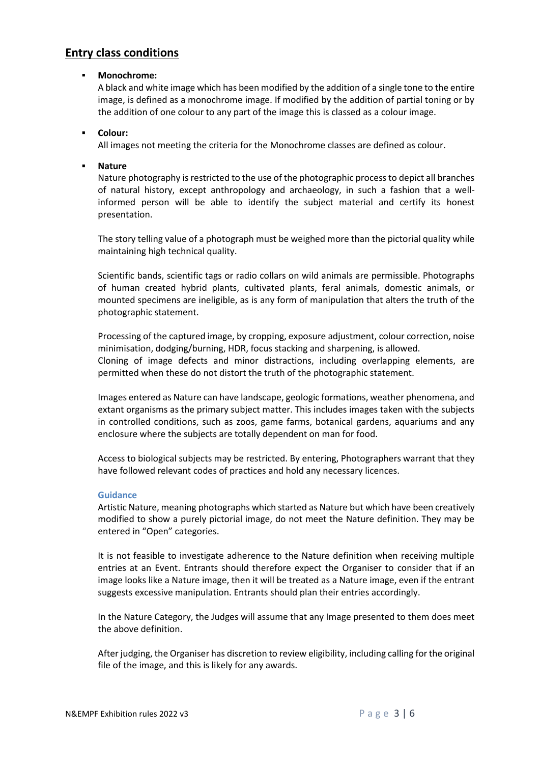## Entry class conditions

- **Monochrome:**

  A black and white image which has been modified by the addition of a single tone to the entire image, is defined as a monochrome image. If modified by the addition of partial toning or by the addition of one colour to any part of the image this is classed as a colour image.

- **Colour:**

  All images not meeting the criteria for the Monochrome classes are defined as colour.

- **Nature**

  Nature photography is restricted to the use of the photographic process to depict all branches of natural history, except anthropology and archaeology, in such a fashion that a well-informed person will be able to identify the subject material and certify its honest presentation.

  The story telling value of a photograph must be weighed more than the pictorial quality while maintaining high technical quality.

  Scientific bands, scientific tags or radio collars on wild animals are permissible. Photographs of human created hybrid plants, cultivated plants, feral animals, domestic animals, or mounted specimens are ineligible, as is any form of manipulation that alters the truth of the photographic statement.

  Processing of the captured image, by cropping, exposure adjustment, colour correction, noise minimisation, dodging/burning, HDR, focus stacking and sharpening, is allowed.
  Cloning of image defects and minor distractions, including overlapping elements, are permitted when these do not distort the truth of the photographic statement.

  Images entered as Nature can have landscape, geologic formations, weather phenomena, and extant organisms as the primary subject matter. This includes images taken with the subjects in controlled conditions, such as zoos, game farms, botanical gardens, aquariums and any enclosure where the subjects are totally dependent on man for food.

  Access to biological subjects may be restricted. By entering, Photographers warrant that they have followed relevant codes of practices and hold any necessary licences.

  **Guidance**

  Artistic Nature, meaning photographs which started as Nature but which have been creatively modified to show a purely pictorial image, do not meet the Nature definition. They may be entered in "Open" categories.

  It is not feasible to investigate adherence to the Nature definition when receiving multiple entries at an Event. Entrants should therefore expect the Organiser to consider that if an image looks like a Nature image, then it will be treated as a Nature image, even if the entrant suggests excessive manipulation. Entrants should plan their entries accordingly.

  In the Nature Category, the Judges will assume that any Image presented to them does meet the above definition.

  After judging, the Organiser has discretion to review eligibility, including calling for the original file of the image, and this is likely for any awards.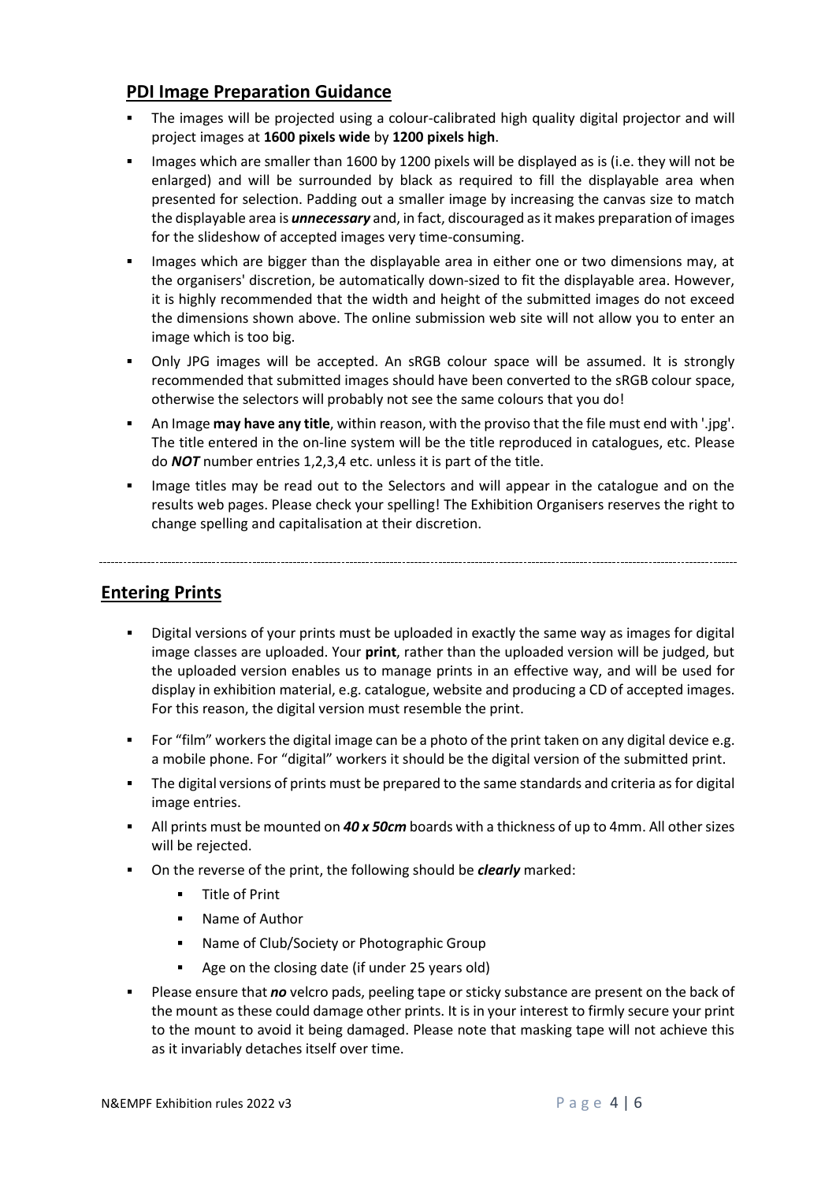## PDI Image Preparation Guidance

- The images will be projected using a colour-calibrated high quality digital projector and will project images at **1600 pixels wide** by **1200 pixels high**.
- Images which are smaller than 1600 by 1200 pixels will be displayed as is (i.e. they will not be enlarged) and will be surrounded by black as required to fill the displayable area when presented for selection. Padding out a smaller image by increasing the canvas size to match the displayable area is ***unnecessary*** and, in fact, discouraged as it makes preparation of images for the slideshow of accepted images very time-consuming.
- Images which are bigger than the displayable area in either one or two dimensions may, at the organisers' discretion, be automatically down-sized to fit the displayable area. However, it is highly recommended that the width and height of the submitted images do not exceed the dimensions shown above. The online submission web site will not allow you to enter an image which is too big.
- Only JPG images will be accepted. An sRGB colour space will be assumed. It is strongly recommended that submitted images should have been converted to the sRGB colour space, otherwise the selectors will probably not see the same colours that you do!
- An Image **may have any title**, within reason, with the proviso that the file must end with '.jpg'. The title entered in the on-line system will be the title reproduced in catalogues, etc. Please do ***NOT*** number entries 1,2,3,4 etc. unless it is part of the title.
- Image titles may be read out to the Selectors and will appear in the catalogue and on the results web pages. Please check your spelling! The Exhibition Organisers reserves the right to change spelling and capitalisation at their discretion.

---

## Entering Prints

- Digital versions of your prints must be uploaded in exactly the same way as images for digital image classes are uploaded. Your **print**, rather than the uploaded version will be judged, but the uploaded version enables us to manage prints in an effective way, and will be used for display in exhibition material, e.g. catalogue, website and producing a CD of accepted images. For this reason, the digital version must resemble the print.
- For "film" workers the digital image can be a photo of the print taken on any digital device e.g. a mobile phone. For "digital" workers it should be the digital version of the submitted print.
- The digital versions of prints must be prepared to the same standards and criteria as for digital image entries.
- All prints must be mounted on ***40 x 50cm*** boards with a thickness of up to 4mm. All other sizes will be rejected.
- On the reverse of the print, the following should be ***clearly*** marked:
  - Title of Print
  - Name of Author
  - Name of Club/Society or Photographic Group
  - Age on the closing date (if under 25 years old)
- Please ensure that ***no*** velcro pads, peeling tape or sticky substance are present on the back of the mount as these could damage other prints. It is in your interest to firmly secure your print to the mount to avoid it being damaged. Please note that masking tape will not achieve this as it invariably detaches itself over time.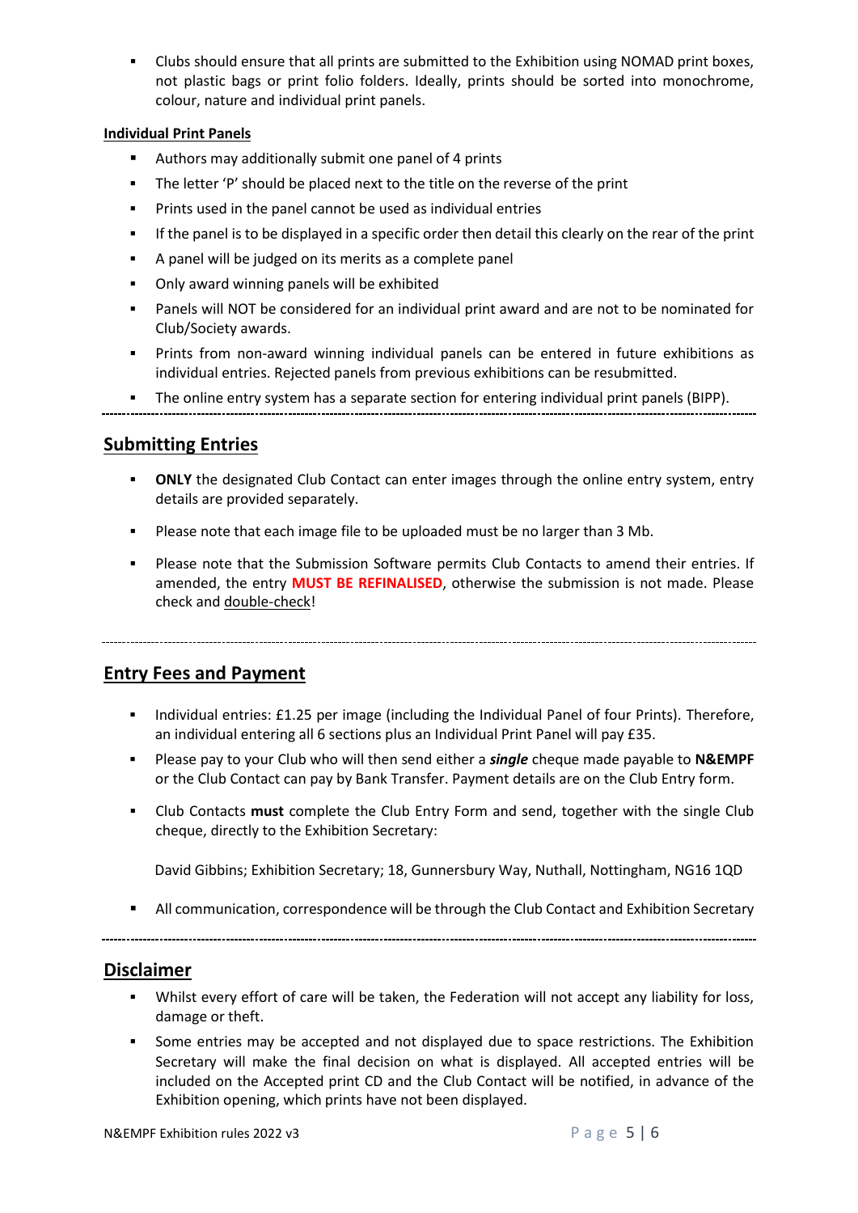- Clubs should ensure that all prints are submitted to the Exhibition using NOMAD print boxes, not plastic bags or print folio folders. Ideally, prints should be sorted into monochrome, colour, nature and individual print panels.

**Individual Print Panels**

- Authors may additionally submit one panel of 4 prints
- The letter 'P' should be placed next to the title on the reverse of the print
- Prints used in the panel cannot be used as individual entries
- If the panel is to be displayed in a specific order then detail this clearly on the rear of the print
- A panel will be judged on its merits as a complete panel
- Only award winning panels will be exhibited
- Panels will NOT be considered for an individual print award and are not to be nominated for Club/Society awards.
- Prints from non-award winning individual panels can be entered in future exhibitions as individual entries. Rejected panels from previous exhibitions can be resubmitted.
- The online entry system has a separate section for entering individual print panels (BIPP).

## Submitting Entries

- **ONLY** the designated Club Contact can enter images through the online entry system, entry details are provided separately.
- Please note that each image file to be uploaded must be no larger than 3 Mb.
- Please note that the Submission Software permits Club Contacts to amend their entries. If amended, the entry **MUST BE REFINALISED**, otherwise the submission is not made. Please check and double-check!

## Entry Fees and Payment

- Individual entries: £1.25 per image (including the Individual Panel of four Prints). Therefore, an individual entering all 6 sections plus an Individual Print Panel will pay £35.
- Please pay to your Club who will then send either a ***single*** cheque made payable to **N&EMPF** or the Club Contact can pay by Bank Transfer. Payment details are on the Club Entry form.
- Club Contacts **must** complete the Club Entry Form and send, together with the single Club cheque, directly to the Exhibition Secretary:

  David Gibbins; Exhibition Secretary; 18, Gunnersbury Way, Nuthall, Nottingham, NG16 1QD

- All communication, correspondence will be through the Club Contact and Exhibition Secretary

## Disclaimer

- Whilst every effort of care will be taken, the Federation will not accept any liability for loss, damage or theft.
- Some entries may be accepted and not displayed due to space restrictions. The Exhibition Secretary will make the final decision on what is displayed. All accepted entries will be included on the Accepted print CD and the Club Contact will be notified, in advance of the Exhibition opening, which prints have not been displayed.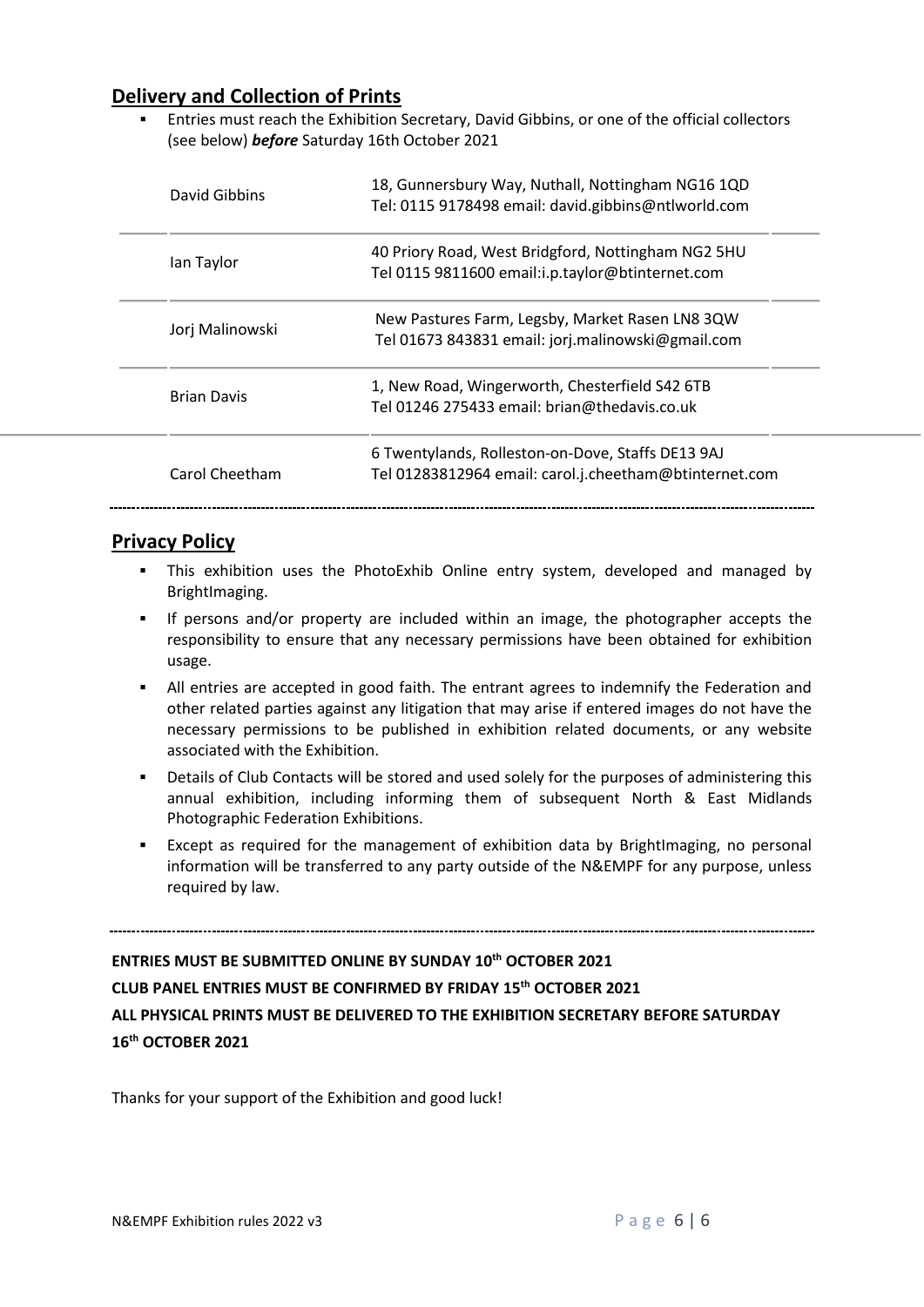## Delivery and Collection of Prints

- Entries must reach the Exhibition Secretary, David Gibbins, or one of the official collectors (see below) ***before*** Saturday 16th October 2021

| | |
|---|---|
| David Gibbins | 18, Gunnersbury Way, Nuthall, Nottingham NG16 1QD<br>Tel: 0115 9178498 email: david.gibbins@ntlworld.com |
| Ian Taylor | 40 Priory Road, West Bridgford, Nottingham NG2 5HU<br>Tel 0115 9811600 email:i.p.taylor@btinternet.com |
| Jorj Malinowski | New Pastures Farm, Legsby, Market Rasen LN8 3QW<br>Tel 01673 843831 email: jorj.malinowski@gmail.com |
| Brian Davis | 1, New Road, Wingerworth, Chesterfield S42 6TB<br>Tel 01246 275433 email: brian@thedavis.co.uk |
| Carol Cheetham | 6 Twentylands, Rolleston-on-Dove, Staffs DE13 9AJ<br>Tel 01283812964 email: carol.j.cheetham@btinternet.com |

## Privacy Policy

- This exhibition uses the PhotoExhib Online entry system, developed and managed by BrightImaging.
- If persons and/or property are included within an image, the photographer accepts the responsibility to ensure that any necessary permissions have been obtained for exhibition usage.
- All entries are accepted in good faith. The entrant agrees to indemnify the Federation and other related parties against any litigation that may arise if entered images do not have the necessary permissions to be published in exhibition related documents, or any website associated with the Exhibition.
- Details of Club Contacts will be stored and used solely for the purposes of administering this annual exhibition, including informing them of subsequent North & East Midlands Photographic Federation Exhibitions.
- Except as required for the management of exhibition data by BrightImaging, no personal information will be transferred to any party outside of the N&EMPF for any purpose, unless required by law.

**ENTRIES MUST BE SUBMITTED ONLINE BY SUNDAY 10th OCTOBER 2021**

**CLUB PANEL ENTRIES MUST BE CONFIRMED BY FRIDAY 15th OCTOBER 2021**

**ALL PHYSICAL PRINTS MUST BE DELIVERED TO THE EXHIBITION SECRETARY BEFORE SATURDAY 16th OCTOBER 2021**

Thanks for your support of the Exhibition and good luck!